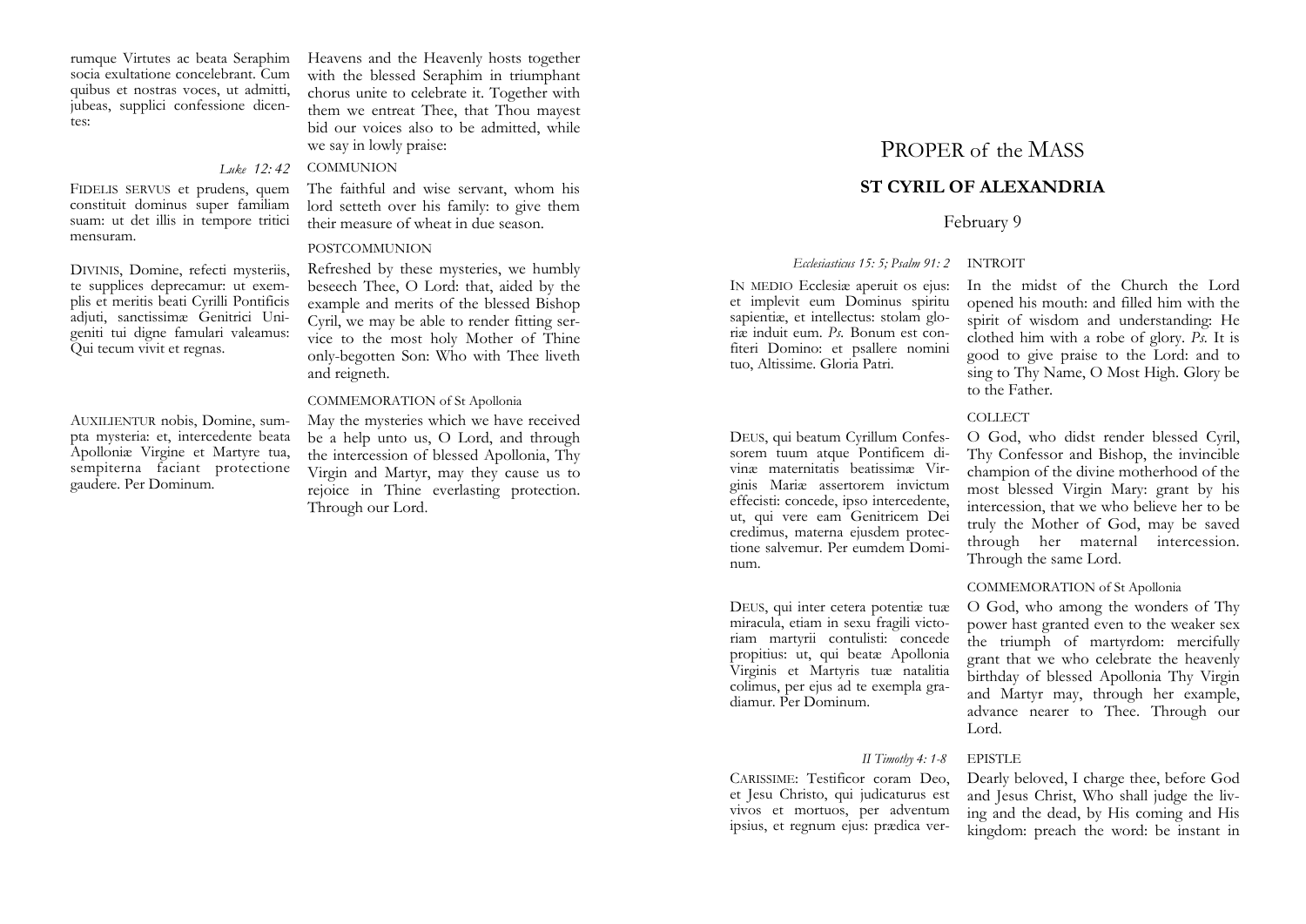rumque Virtutes ac beata Seraphim socia exultatione concelebrant. Cum quibus et nostras voces, ut admitti, jubeas, supplici confessione dicentes:

Heavens and the Heavenly hosts together with the blessed Seraphim in triumphant chorus unite to celebrate it. Together with them we entreat Thee, that Thou mayest bid our voices also to be admitted, while we say in lowly praise:

*Luke 12: 42*

COMMUNION

FIDELIS SERVUS et prudens, quem constituit dominus super familiam suam: ut det illis in tempore tritici mensuram.

The faithful and wise servant, whom his lord setteth over his family: to give them their measure of wheat in due season.

POSTCOMMUNION

DIVINIS, Domine, refecti mysteriis, te supplices deprecamur: ut exemplis et meritis beati Cyrilli Pontificis adjuti, sanctissimæ Genitrici Unigeniti tui digne famulari valeamus: Qui tecum vivit et regnas.

Refreshed by these mysteries, we humbly beseech Thee, O Lord: that, aided by the example and merits of the blessed Bishop Cyril, we may be able to render fitting service to the most holy Mother of Thine only-begotten Son: Who with Thee liveth and reigneth.

COMMEMORATION of St Apollonia

AUXILIENTUR nobis, Domine, sumpta mysteria: et, intercedente beata Apolloniæ Virgine et Martyre tua, sempiterna faciant protectione gaudere. Per Dominum.

May the mysteries which we have received be a help unto us, O Lord, and through the intercession of blessed Apollonia, Thy Virgin and Martyr, may they cause us to rejoice in Thine everlasting protection. Through our Lord.

# PROPER of the MASS

## ST CYRIL OF ALEXANDRIA

February 9

*Ecclesiasticus 15: 5; Psalm 91: 2*

INTROIT

IN MEDIO Ecclesiæ aperuit os ejus: et implevit eum Dominus spiritu sapientiæ, et intellectus: stolam gloriæ induit eum. *Ps.* Bonum est confiteri Domino: et psallere nomini tuo, Altissime. Gloria Patri.

In the midst of the Church the Lord opened his mouth: and filled him with the spirit of wisdom and understanding: He clothed him with a robe of glory. *Ps.* It is good to give praise to the Lord: and to sing to Thy Name, O Most High. Glory be to the Father.

COLLECT

DEUS, qui beatum Cyrillum Confessorem tuum atque Pontificem divinæ maternitatis beatissimæ Virginis Mariæ assertorem invictum effecisti: concede, ipso intercedente, ut, qui vere eam Genitricem Dei credimus, materna ejusdem protectione salvemur. Per eumdem Dominum.

O God, who didst render blessed Cyril, Thy Confessor and Bishop, the invincible champion of the divine motherhood of the most blessed Virgin Mary: grant by his intercession, that we who believe her to be truly the Mother of God, may be saved through her maternal intercession. Through the same Lord.

COMMEMORATION of St Apollonia

DEUS, qui inter cetera potentiæ tuæ miracula, etiam in sexu fragili victoriam martyrii contulisti: concede propitius: ut, qui beatæ Apollonia Virginis et Martyris tuæ natalitia colimus, per ejus ad te exempla gradiamur. Per Dominum.

O God, who among the wonders of Thy power hast granted even to the weaker sex the triumph of martyrdom: mercifully grant that we who celebrate the heavenly birthday of blessed Apollonia Thy Virgin and Martyr may, through her example, advance nearer to Thee. Through our Lord.

*II Timothy 4: 1-8*

EPISTLE

CARISSIME: Testificor coram Deo, et Jesu Christo, qui judicaturus est vivos et mortuos, per adventum ipsius, et regnum ejus: prædica ver-

Dearly beloved, I charge thee, before God and Jesus Christ, Who shall judge the living and the dead, by His coming and His kingdom: preach the word: be instant in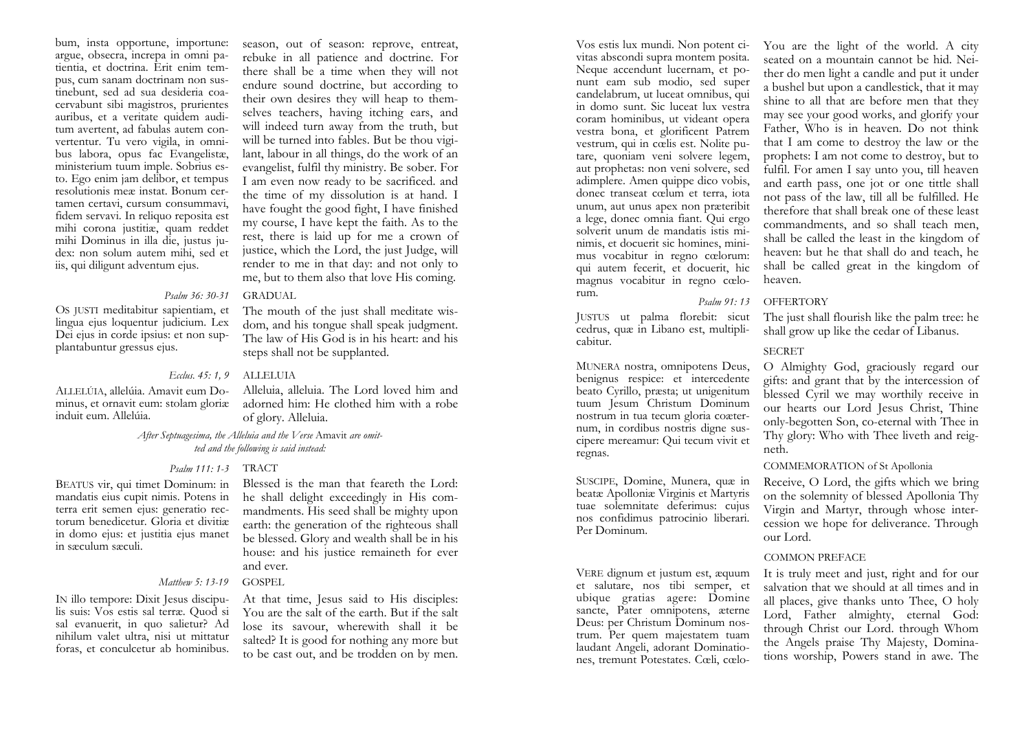bum, insta opportune, importune: argue, obsecra, increpa in omni patientia, et doctrina. Erit enim tempus, cum sanam doctrinam non sustinebunt, sed ad sua desideria coacervabunt sibi magistros, prurientes auribus, et a veritate quidem auditum avertent, ad fabulas autem convertentur. Tu vero vigila, in omnibus labora, opus fac Evangelistæ, ministerium tuum imple. Sobrius esto. Ego enim jam delibor, et tempus resolutionis meæ instat. Bonum certamen certavi, cursum consummavi, fidem servavi. In reliquo reposita est mihi corona justitiæ, quam reddet mihi Dominus in illa die, justus judex: non solum autem mihi, sed et iis, qui diligunt adventum ejus.

season, out of season: reprove, entreat, rebuke in all patience and doctrine. For there shall be a time when they will not endure sound doctrine, but according to their own desires they will heap to themselves teachers, having itching ears, and will indeed turn away from the truth, but will be turned into fables. But be thou vigilant, labour in all things, do the work of an evangelist, fulfil thy ministry. Be sober. For I am even now ready to be sacrificed. and the time of my dissolution is at hand. I have fought the good fight, I have finished my course, I have kept the faith. As to the rest, there is laid up for me a crown of justice, which the Lord, the just Judge, will render to me in that day: and not only to me, but to them also that love His coming.

*Psalm 36: 30-31*

GRADUAL

Os JUSTI meditabitur sapientiam, et lingua ejus loquentur judicium. Lex Dei ejus in corde ipsius: et non supplantabuntur gressus ejus.

The mouth of the just shall meditate wisdom, and his tongue shall speak judgment. The law of His God is in his heart: and his steps shall not be supplanted.

*Ecclus. 45: 1, 9*

ALLELUIA

ALLELÚIA, allelúia. Amavit eum Dominus, et ornavit eum: stolam gloriæ induit eum. Allelúia.

Alleluia, alleluia. The Lord loved him and adorned him: He clothed him with a robe of glory. Alleluia.

*After Septuagesima, the Alleluia and the Verse* Amavit *are omitted and the following is said instead:*

*Psalm 111: 1-3*

TRACT

BEATUS vir, qui timet Dominum: in mandatis eius cupit nimis. Potens in terra erit semen ejus: generatio rectorum benedicetur. Gloria et divitiæ in domo ejus: et justitia ejus manet in sæculum sæculi.

Blessed is the man that feareth the Lord: he shall delight exceedingly in His commandments. His seed shall be mighty upon earth: the generation of the righteous shall be blessed. Glory and wealth shall be in his house: and his justice remaineth for ever and ever.

*Matthew 5: 13-19*

GOSPEL

IN illo tempore: Dixit Jesus discipulis suis: Vos estis sal terræ. Quod si sal evanuerit, in quo salietur? Ad nihilum valet ultra, nisi ut mittatur foras, et conculcetur ab hominibus. Vos estis lux mundi. Non potent civitas abscondi supra montem posita. Neque accendunt lucernam, et ponunt eam sub modio, sed super candelabrum, ut luceat omnibus, qui in domo sunt. Sic luceat lux vestra coram hominibus, ut videant opera vestra bona, et glorificent Patrem vestrum, qui in cœlis est. Nolite putare, quoniam veni solvere legem, aut prophetas: non veni solvere, sed adimplere. Amen quippe dico vobis, donec transeat cœlum et terra, iota unum, aut unus apex non præteribit a lege, donec omnia fiant. Qui ergo solverit unum de mandatis istis minimis, et docuerit sic homines, minimus vocabitur in regno cœlorum: qui autem fecerit, et docuerit, hic magnus vocabitur in regno cœlorum.

At that time, Jesus said to His disciples: You are the salt of the earth. But if the salt lose its savour, wherewith shall it be salted? It is good for nothing any more but to be cast out, and be trodden on by men. You are the light of the world. A city seated on a mountain cannot be hid. Neither do men light a candle and put it under a bushel but upon a candlestick, that it may shine to all that are before men that they may see your good works, and glorify your Father, Who is in heaven. Do not think that I am come to destroy the law or the prophets: I am not come to destroy, but to fulfil. For amen I say unto you, till heaven and earth pass, one jot or one tittle shall not pass of the law, till all be fulfilled. He therefore that shall break one of these least commandments, and so shall teach men, shall be called the least in the kingdom of heaven: but he that shall do and teach, he shall be called great in the kingdom of heaven.

*Psalm 91: 13*

OFFERTORY

JUSTUS ut palma florebit: sicut cedrus, quæ in Libano est, multiplicabitur.

The just shall flourish like the palm tree: he shall grow up like the cedar of Libanus.

SECRET

MUNERA nostra, omnipotens Deus, benignus respice: et intercedente beato Cyrillo, præsta; ut unigenitum tuum Jesum Christum Dominum nostrum in tua tecum gloria coæternum, in cordibus nostris digne suscipere mereamur: Qui tecum vivit et regnas.

O Almighty God, graciously regard our gifts: and grant that by the intercession of blessed Cyril we may worthily receive in our hearts our Lord Jesus Christ, Thine only-begotten Son, co-eternal with Thee in Thy glory: Who with Thee liveth and reigneth.

COMMEMORATION of St Apollonia

SUSCIPE, Domine, Munera, quæ in beatæ Apolloniæ Virginis et Martyris tuae solemnitate deferimus: cujus nos confidimus patrocinio liberari. Per Dominum.

Receive, O Lord, the gifts which we bring on the solemnity of blessed Apollonia Thy Virgin and Martyr, through whose intercession we hope for deliverance. Through our Lord.

COMMON PREFACE

VERE dignum et justum est, æquum et salutare, nos tibi semper, et ubique gratias agere: Domine sancte, Pater omnipotens, æterne Deus: per Christum Dominum nostrum. Per quem majestatem tuam laudant Angeli, adorant Dominationes, tremunt Potestates. Cœli, cœlo-

It is truly meet and just, right and for our salvation that we should at all times and in all places, give thanks unto Thee, O holy Lord, Father almighty, eternal God: through Christ our Lord. through Whom the Angels praise Thy Majesty, Dominations worship, Powers stand in awe. The